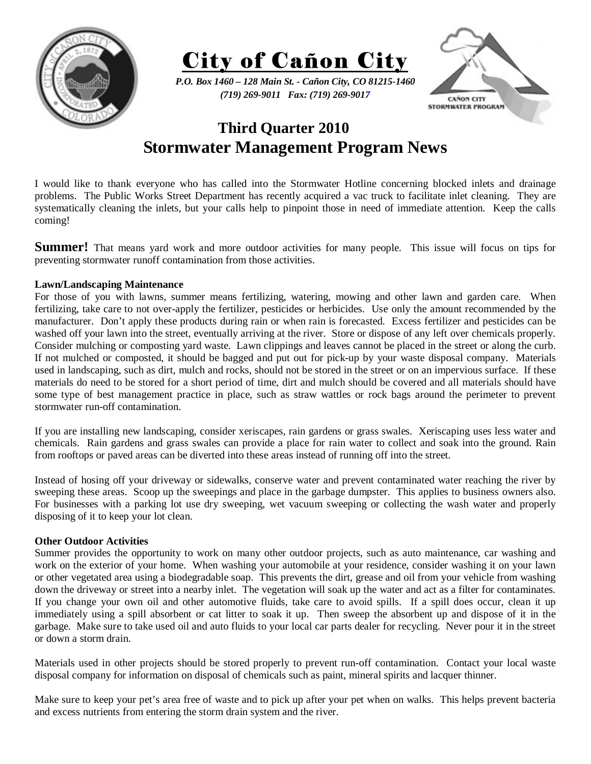# City of Cañon City

*P.O. Box 1460 – 128 Main St. - Cañon City, CO 81215-1460*
*(719) 269-9011 Fax: (719) 269-9017*

## Third Quarter 2010
## Stormwater Management Program News

I would like to thank everyone who has called into the Stormwater Hotline concerning blocked inlets and drainage problems. The Public Works Street Department has recently acquired a vac truck to facilitate inlet cleaning. They are systematically cleaning the inlets, but your calls help to pinpoint those in need of immediate attention. Keep the calls coming!

**Summer!** That means yard work and more outdoor activities for many people. This issue will focus on tips for preventing stormwater runoff contamination from those activities.

**Lawn/Landscaping Maintenance**

For those of you with lawns, summer means fertilizing, watering, mowing and other lawn and garden care. When fertilizing, take care to not over-apply the fertilizer, pesticides or herbicides. Use only the amount recommended by the manufacturer. Don't apply these products during rain or when rain is forecasted. Excess fertilizer and pesticides can be washed off your lawn into the street, eventually arriving at the river. Store or dispose of any left over chemicals properly. Consider mulching or composting yard waste. Lawn clippings and leaves cannot be placed in the street or along the curb. If not mulched or composted, it should be bagged and put out for pick-up by your waste disposal company. Materials used in landscaping, such as dirt, mulch and rocks, should not be stored in the street or on an impervious surface. If these materials do need to be stored for a short period of time, dirt and mulch should be covered and all materials should have some type of best management practice in place, such as straw wattles or rock bags around the perimeter to prevent stormwater run-off contamination.

If you are installing new landscaping, consider xeriscapes, rain gardens or grass swales. Xeriscaping uses less water and chemicals. Rain gardens and grass swales can provide a place for rain water to collect and soak into the ground. Rain from rooftops or paved areas can be diverted into these areas instead of running off into the street.

Instead of hosing off your driveway or sidewalks, conserve water and prevent contaminated water reaching the river by sweeping these areas. Scoop up the sweepings and place in the garbage dumpster. This applies to business owners also. For businesses with a parking lot use dry sweeping, wet vacuum sweeping or collecting the wash water and properly disposing of it to keep your lot clean.

**Other Outdoor Activities**

Summer provides the opportunity to work on many other outdoor projects, such as auto maintenance, car washing and work on the exterior of your home. When washing your automobile at your residence, consider washing it on your lawn or other vegetated area using a biodegradable soap. This prevents the dirt, grease and oil from your vehicle from washing down the driveway or street into a nearby inlet. The vegetation will soak up the water and act as a filter for contaminates. If you change your own oil and other automotive fluids, take care to avoid spills. If a spill does occur, clean it up immediately using a spill absorbent or cat litter to soak it up. Then sweep the absorbent up and dispose of it in the garbage. Make sure to take used oil and auto fluids to your local car parts dealer for recycling. Never pour it in the street or down a storm drain.

Materials used in other projects should be stored properly to prevent run-off contamination. Contact your local waste disposal company for information on disposal of chemicals such as paint, mineral spirits and lacquer thinner.

Make sure to keep your pet's area free of waste and to pick up after your pet when on walks. This helps prevent bacteria and excess nutrients from entering the storm drain system and the river.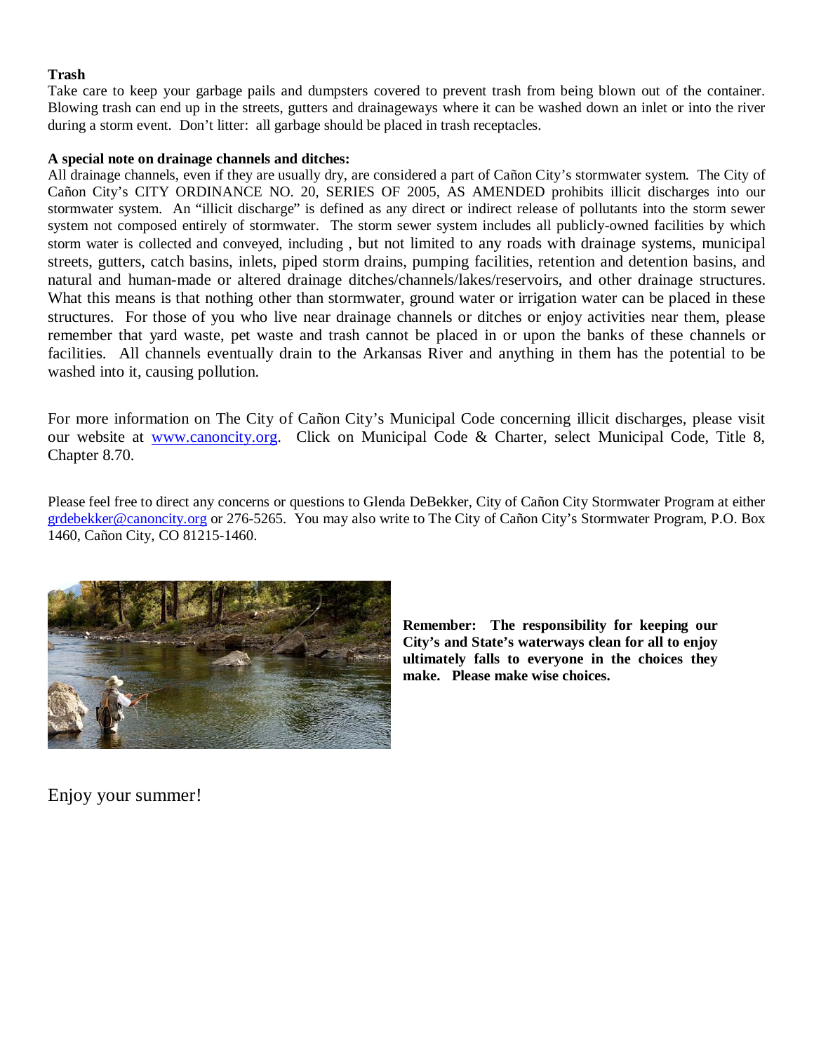**Trash**

Take care to keep your garbage pails and dumpsters covered to prevent trash from being blown out of the container. Blowing trash can end up in the streets, gutters and drainageways where it can be washed down an inlet or into the river during a storm event. Don't litter: all garbage should be placed in trash receptacles.

**A special note on drainage channels and ditches:**

All drainage channels, even if they are usually dry, are considered a part of Cañon City's stormwater system. The City of Cañon City's CITY ORDINANCE NO. 20, SERIES OF 2005, AS AMENDED prohibits illicit discharges into our stormwater system. An "illicit discharge" is defined as any direct or indirect release of pollutants into the storm sewer system not composed entirely of stormwater. The storm sewer system includes all publicly-owned facilities by which storm water is collected and conveyed, including , but not limited to any roads with drainage systems, municipal streets, gutters, catch basins, inlets, piped storm drains, pumping facilities, retention and detention basins, and natural and human-made or altered drainage ditches/channels/lakes/reservoirs, and other drainage structures. What this means is that nothing other than stormwater, ground water or irrigation water can be placed in these structures. For those of you who live near drainage channels or ditches or enjoy activities near them, please remember that yard waste, pet waste and trash cannot be placed in or upon the banks of these channels or facilities. All channels eventually drain to the Arkansas River and anything in them has the potential to be washed into it, causing pollution.

For more information on The City of Cañon City's Municipal Code concerning illicit discharges, please visit our website at www.canoncity.org. Click on Municipal Code & Charter, select Municipal Code, Title 8, Chapter 8.70.

Please feel free to direct any concerns or questions to Glenda DeBekker, City of Cañon City Stormwater Program at either grdebekker@canoncity.org or 276-5265. You may also write to The City of Cañon City's Stormwater Program, P.O. Box 1460, Cañon City, CO 81215-1460.

**Remember: The responsibility for keeping our City's and State's waterways clean for all to enjoy ultimately falls to everyone in the choices they make. Please make wise choices.**

Enjoy your summer!